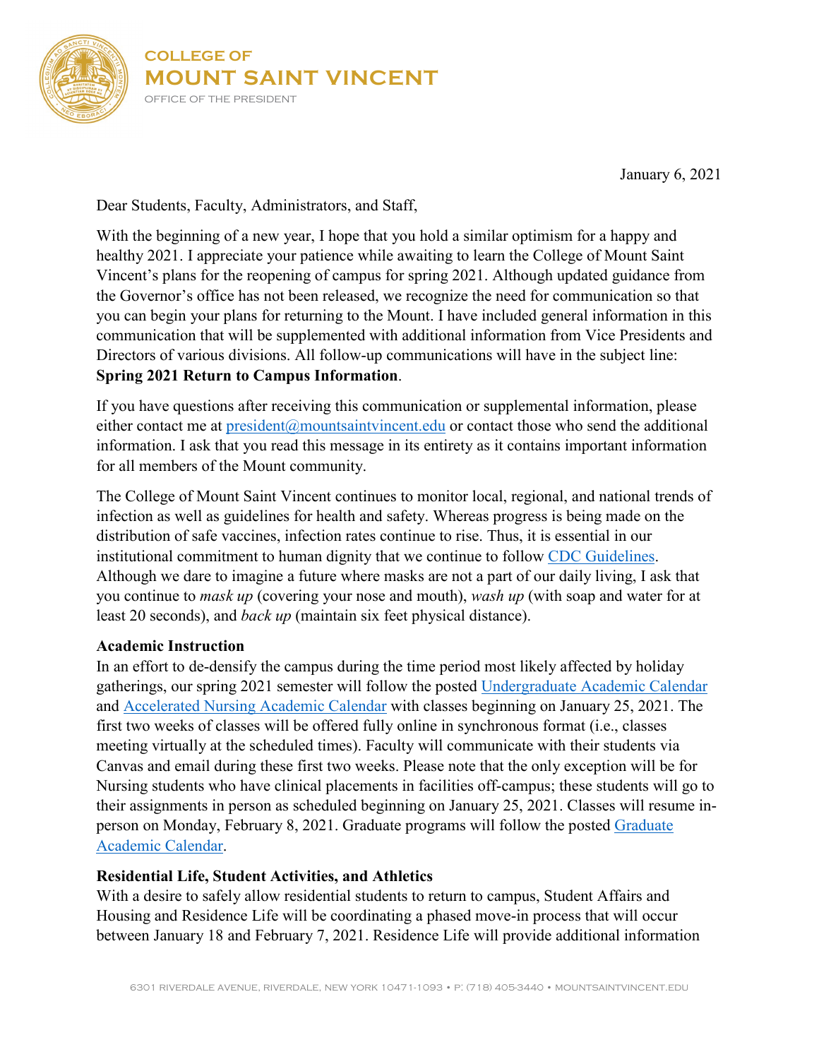COLLEGE OF
MOUNT SAINT VINCENT
OFFICE OF THE PRESIDENT

January 6, 2021

Dear Students, Faculty, Administrators, and Staff,

With the beginning of a new year, I hope that you hold a similar optimism for a happy and healthy 2021. I appreciate your patience while awaiting to learn the College of Mount Saint Vincent's plans for the reopening of campus for spring 2021. Although updated guidance from the Governor's office has not been released, we recognize the need for communication so that you can begin your plans for returning to the Mount. I have included general information in this communication that will be supplemented with additional information from Vice Presidents and Directors of various divisions. All follow-up communications will have in the subject line: **Spring 2021 Return to Campus Information**.

If you have questions after receiving this communication or supplemental information, please either contact me at president@mountsaintvincent.edu or contact those who send the additional information. I ask that you read this message in its entirety as it contains important information for all members of the Mount community.

The College of Mount Saint Vincent continues to monitor local, regional, and national trends of infection as well as guidelines for health and safety. Whereas progress is being made on the distribution of safe vaccines, infection rates continue to rise. Thus, it is essential in our institutional commitment to human dignity that we continue to follow CDC Guidelines. Although we dare to imagine a future where masks are not a part of our daily living, I ask that you continue to *mask up* (covering your nose and mouth), *wash up* (with soap and water for at least 20 seconds), and *back up* (maintain six feet physical distance).

**Academic Instruction**

In an effort to de-densify the campus during the time period most likely affected by holiday gatherings, our spring 2021 semester will follow the posted Undergraduate Academic Calendar and Accelerated Nursing Academic Calendar with classes beginning on January 25, 2021. The first two weeks of classes will be offered fully online in synchronous format (i.e., classes meeting virtually at the scheduled times). Faculty will communicate with their students via Canvas and email during these first two weeks. Please note that the only exception will be for Nursing students who have clinical placements in facilities off-campus; these students will go to their assignments in person as scheduled beginning on January 25, 2021. Classes will resume in-person on Monday, February 8, 2021. Graduate programs will follow the posted Graduate Academic Calendar.

**Residential Life, Student Activities, and Athletics**

With a desire to safely allow residential students to return to campus, Student Affairs and Housing and Residence Life will be coordinating a phased move-in process that will occur between January 18 and February 7, 2021. Residence Life will provide additional information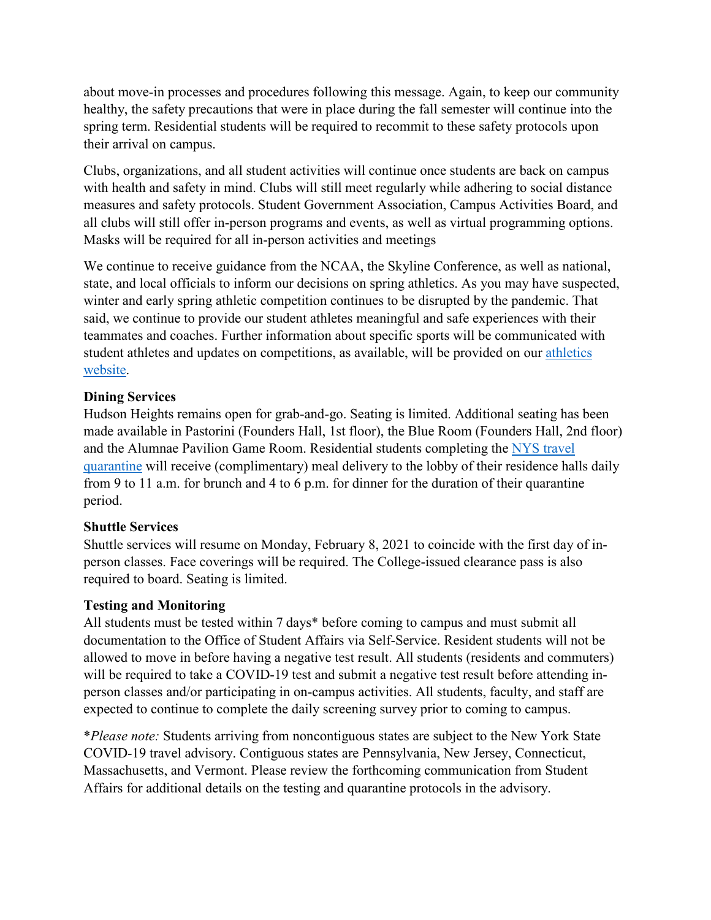about move-in processes and procedures following this message. Again, to keep our community healthy, the safety precautions that were in place during the fall semester will continue into the spring term. Residential students will be required to recommit to these safety protocols upon their arrival on campus.

Clubs, organizations, and all student activities will continue once students are back on campus with health and safety in mind. Clubs will still meet regularly while adhering to social distance measures and safety protocols. Student Government Association, Campus Activities Board, and all clubs will still offer in-person programs and events, as well as virtual programming options. Masks will be required for all in-person activities and meetings

We continue to receive guidance from the NCAA, the Skyline Conference, as well as national, state, and local officials to inform our decisions on spring athletics. As you may have suspected, winter and early spring athletic competition continues to be disrupted by the pandemic. That said, we continue to provide our student athletes meaningful and safe experiences with their teammates and coaches. Further information about specific sports will be communicated with student athletes and updates on competitions, as available, will be provided on our athletics website.

**Dining Services**

Hudson Heights remains open for grab-and-go. Seating is limited. Additional seating has been made available in Pastorini (Founders Hall, 1st floor), the Blue Room (Founders Hall, 2nd floor) and the Alumnae Pavilion Game Room. Residential students completing the NYS travel quarantine will receive (complimentary) meal delivery to the lobby of their residence halls daily from 9 to 11 a.m. for brunch and 4 to 6 p.m. for dinner for the duration of their quarantine period.

**Shuttle Services**

Shuttle services will resume on Monday, February 8, 2021 to coincide with the first day of in-person classes. Face coverings will be required. The College-issued clearance pass is also required to board. Seating is limited.

**Testing and Monitoring**

All students must be tested within 7 days* before coming to campus and must submit all documentation to the Office of Student Affairs via Self-Service. Resident students will not be allowed to move in before having a negative test result. All students (residents and commuters) will be required to take a COVID-19 test and submit a negative test result before attending in-person classes and/or participating in on-campus activities. All students, faculty, and staff are expected to continue to complete the daily screening survey prior to coming to campus.

**Please note:* Students arriving from noncontiguous states are subject to the New York State COVID-19 travel advisory. Contiguous states are Pennsylvania, New Jersey, Connecticut, Massachusetts, and Vermont. Please review the forthcoming communication from Student Affairs for additional details on the testing and quarantine protocols in the advisory.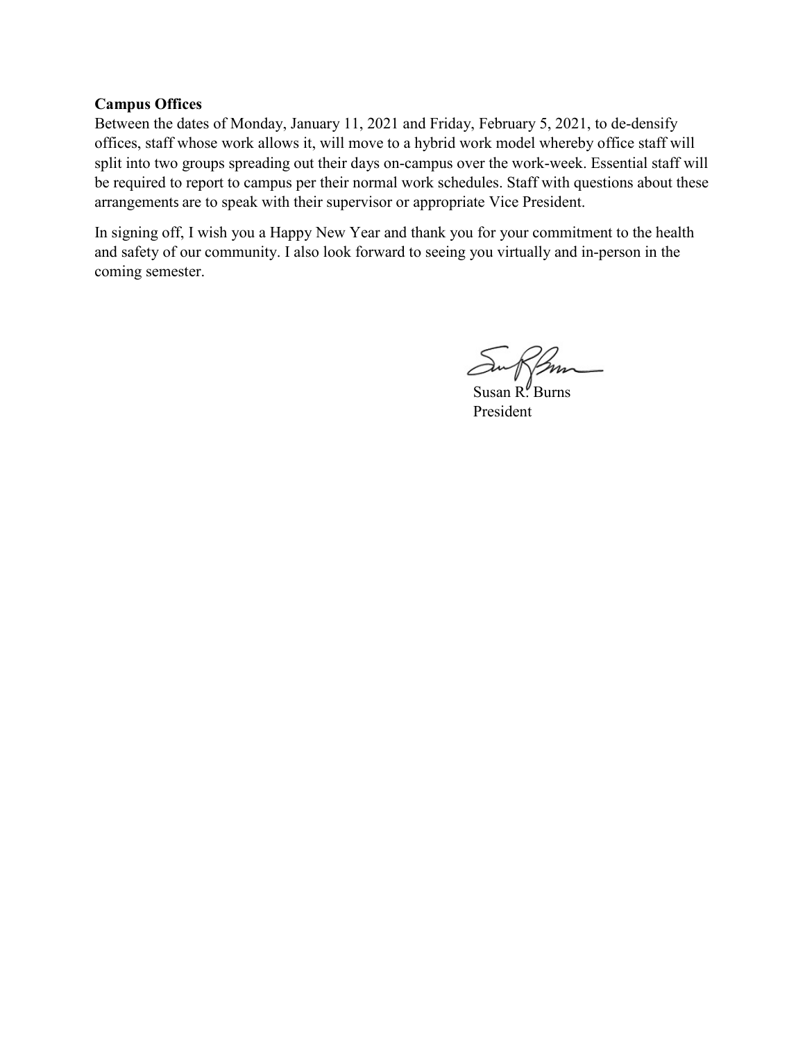**Campus Offices**

Between the dates of Monday, January 11, 2021 and Friday, February 5, 2021, to de-densify offices, staff whose work allows it, will move to a hybrid work model whereby office staff will split into two groups spreading out their days on-campus over the work-week. Essential staff will be required to report to campus per their normal work schedules. Staff with questions about these arrangements are to speak with their supervisor or appropriate Vice President.

In signing off, I wish you a Happy New Year and thank you for your commitment to the health and safety of our community. I also look forward to seeing you virtually and in-person in the coming semester.

Susan R. Burns
President